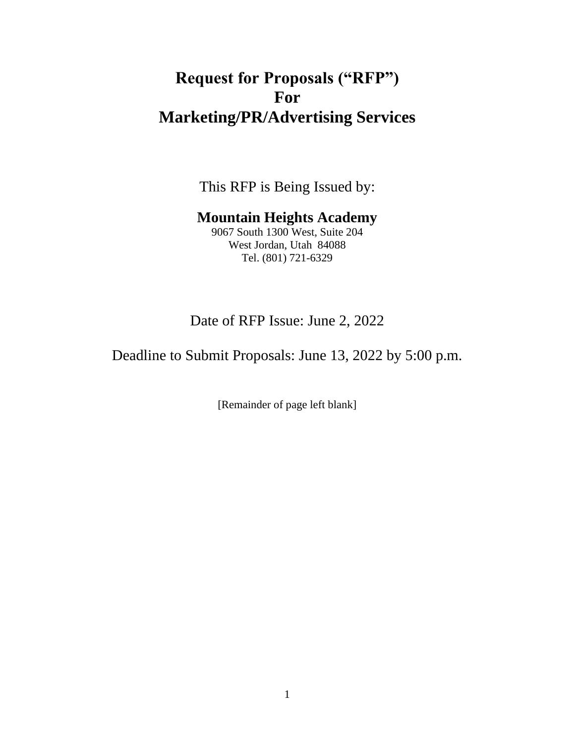# Request for Proposals ("RFP")
# For
# Marketing/PR/Advertising Services

This RFP is Being Issued by:

**Mountain Heights Academy**
9067 South 1300 West, Suite 204
West Jordan, Utah 84088
Tel. (801) 721-6329

Date of RFP Issue: June 2, 2022

Deadline to Submit Proposals: June 13, 2022 by 5:00 p.m.

[Remainder of page left blank]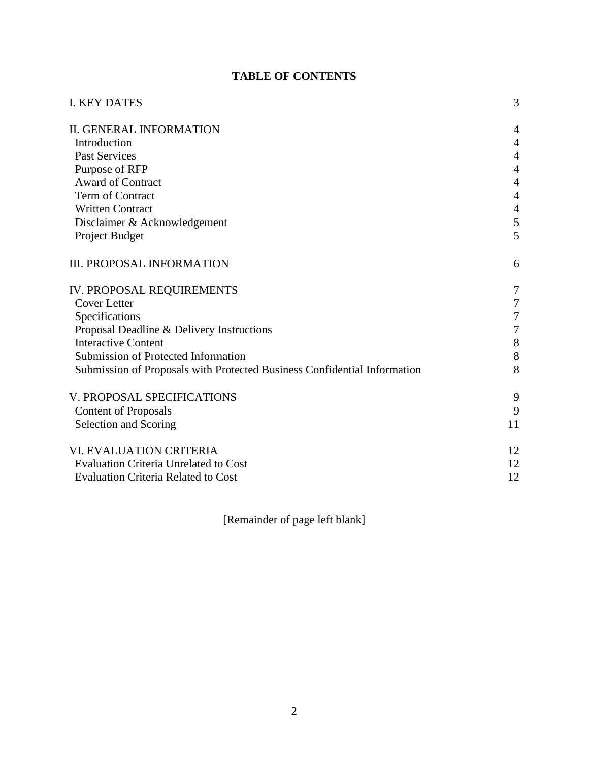# TABLE OF CONTENTS

| | |
|---|---|
| I. KEY DATES | 3 |
| II. GENERAL INFORMATION | 4 |
| Introduction | 4 |
| Past Services | 4 |
| Purpose of RFP | 4 |
| Award of Contract | 4 |
| Term of Contract | 4 |
| Written Contract | 4 |
| Disclaimer & Acknowledgement | 5 |
| Project Budget | 5 |
| III. PROPOSAL INFORMATION | 6 |
| IV. PROPOSAL REQUIREMENTS | 7 |
| Cover Letter | 7 |
| Specifications | 7 |
| Proposal Deadline & Delivery Instructions | 7 |
| Interactive Content | 8 |
| Submission of Protected Information | 8 |
| Submission of Proposals with Protected Business Confidential Information | 8 |
| V. PROPOSAL SPECIFICATIONS | 9 |
| Content of Proposals | 9 |
| Selection and Scoring | 11 |
| VI. EVALUATION CRITERIA | 12 |
| Evaluation Criteria Unrelated to Cost | 12 |
| Evaluation Criteria Related to Cost | 12 |

[Remainder of page left blank]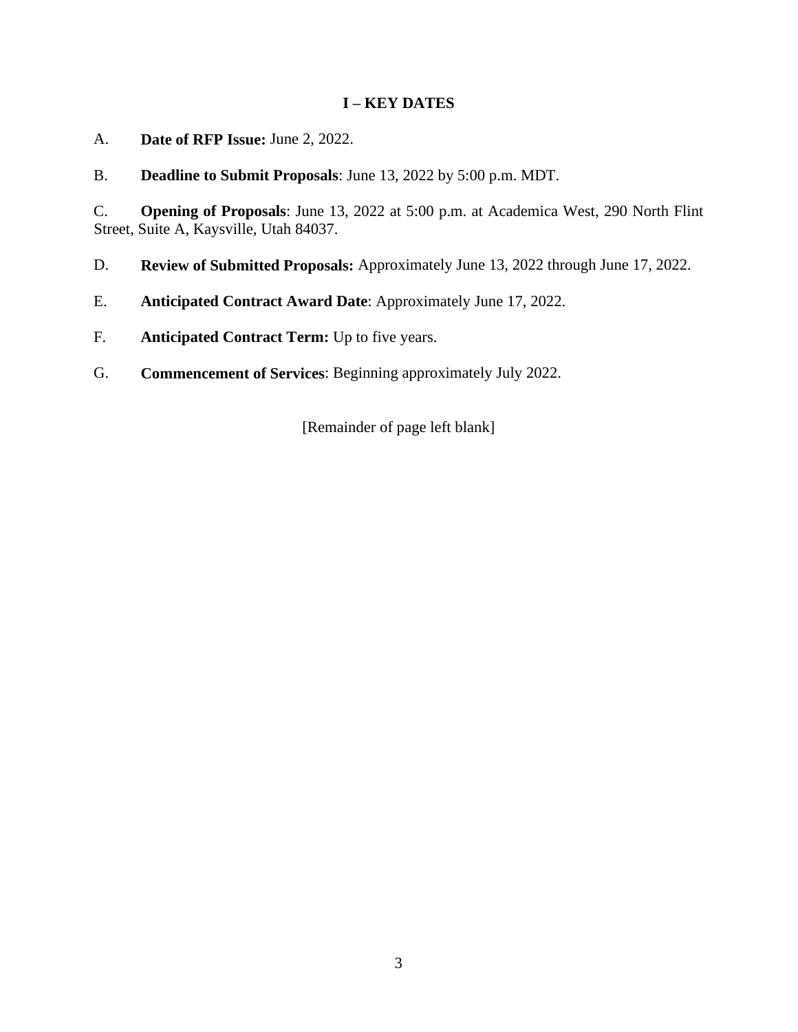## I – KEY DATES

A. **Date of RFP Issue:** June 2, 2022.

B. **Deadline to Submit Proposals**: June 13, 2022 by 5:00 p.m. MDT.

C. **Opening of Proposals**: June 13, 2022 at 5:00 p.m. at Academica West, 290 North Flint Street, Suite A, Kaysville, Utah 84037.

D. **Review of Submitted Proposals:** Approximately June 13, 2022 through June 17, 2022.

E. **Anticipated Contract Award Date**: Approximately June 17, 2022.

F. **Anticipated Contract Term:** Up to five years.

G. **Commencement of Services**: Beginning approximately July 2022.

[Remainder of page left blank]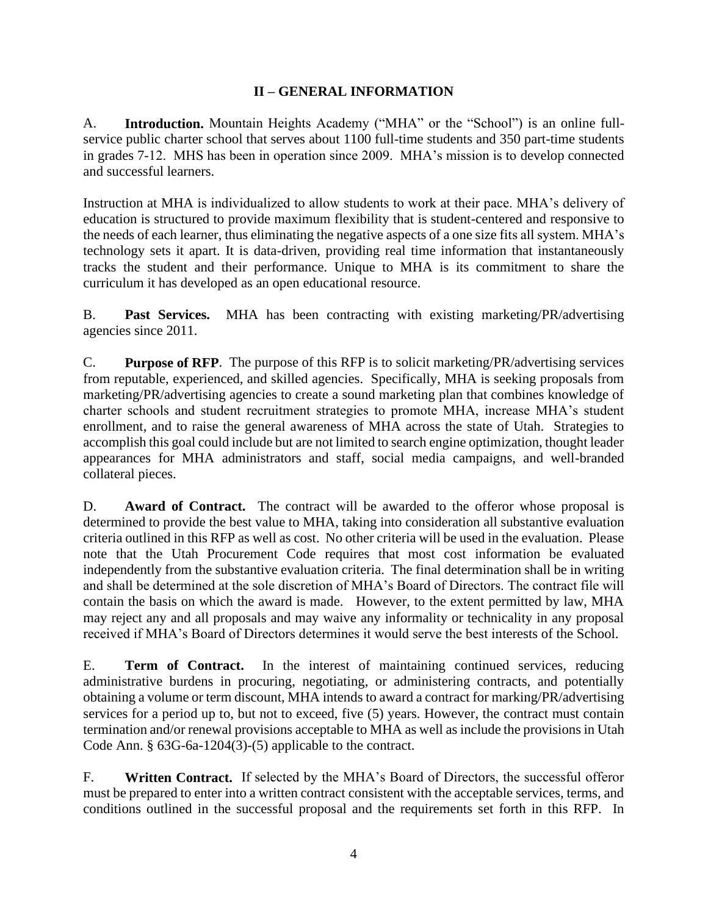## II – GENERAL INFORMATION

A. **Introduction.** Mountain Heights Academy ("MHA" or the "School") is an online full-service public charter school that serves about 1100 full-time students and 350 part-time students in grades 7-12. MHS has been in operation since 2009. MHA's mission is to develop connected and successful learners.

Instruction at MHA is individualized to allow students to work at their pace. MHA's delivery of education is structured to provide maximum flexibility that is student-centered and responsive to the needs of each learner, thus eliminating the negative aspects of a one size fits all system. MHA's technology sets it apart. It is data-driven, providing real time information that instantaneously tracks the student and their performance. Unique to MHA is its commitment to share the curriculum it has developed as an open educational resource.

B. **Past Services.** MHA has been contracting with existing marketing/PR/advertising agencies since 2011.

C. **Purpose of RFP**. The purpose of this RFP is to solicit marketing/PR/advertising services from reputable, experienced, and skilled agencies. Specifically, MHA is seeking proposals from marketing/PR/advertising agencies to create a sound marketing plan that combines knowledge of charter schools and student recruitment strategies to promote MHA, increase MHA's student enrollment, and to raise the general awareness of MHA across the state of Utah. Strategies to accomplish this goal could include but are not limited to search engine optimization, thought leader appearances for MHA administrators and staff, social media campaigns, and well-branded collateral pieces.

D. **Award of Contract.** The contract will be awarded to the offeror whose proposal is determined to provide the best value to MHA, taking into consideration all substantive evaluation criteria outlined in this RFP as well as cost. No other criteria will be used in the evaluation. Please note that the Utah Procurement Code requires that most cost information be evaluated independently from the substantive evaluation criteria. The final determination shall be in writing and shall be determined at the sole discretion of MHA's Board of Directors. The contract file will contain the basis on which the award is made. However, to the extent permitted by law, MHA may reject any and all proposals and may waive any informality or technicality in any proposal received if MHA's Board of Directors determines it would serve the best interests of the School.

E. **Term of Contract.** In the interest of maintaining continued services, reducing administrative burdens in procuring, negotiating, or administering contracts, and potentially obtaining a volume or term discount, MHA intends to award a contract for marking/PR/advertising services for a period up to, but not to exceed, five (5) years. However, the contract must contain termination and/or renewal provisions acceptable to MHA as well as include the provisions in Utah Code Ann. § 63G-6a-1204(3)-(5) applicable to the contract.

F. **Written Contract.** If selected by the MHA's Board of Directors, the successful offeror must be prepared to enter into a written contract consistent with the acceptable services, terms, and conditions outlined in the successful proposal and the requirements set forth in this RFP. In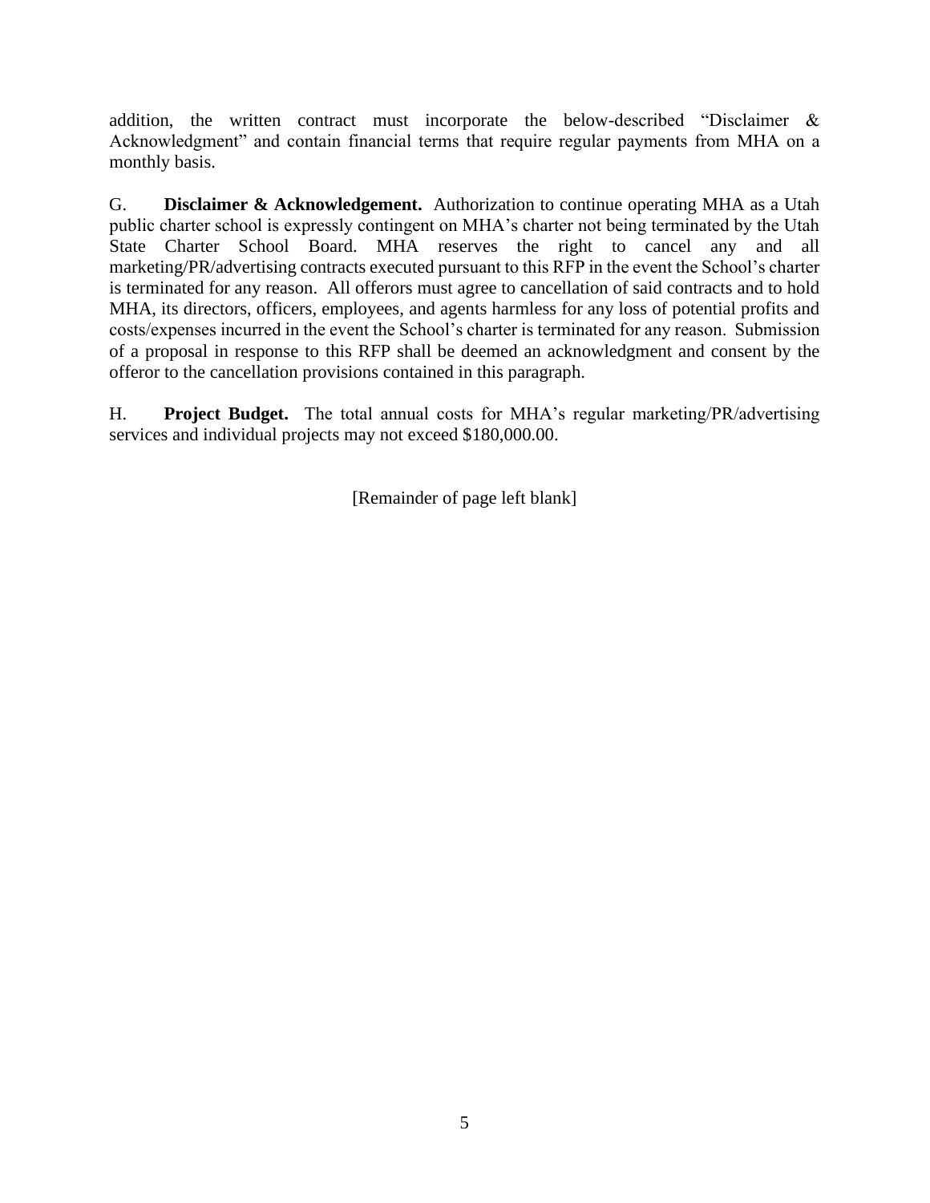addition, the written contract must incorporate the below-described "Disclaimer & Acknowledgment" and contain financial terms that require regular payments from MHA on a monthly basis.

G. **Disclaimer & Acknowledgement.** Authorization to continue operating MHA as a Utah public charter school is expressly contingent on MHA's charter not being terminated by the Utah State Charter School Board. MHA reserves the right to cancel any and all marketing/PR/advertising contracts executed pursuant to this RFP in the event the School's charter is terminated for any reason. All offerors must agree to cancellation of said contracts and to hold MHA, its directors, officers, employees, and agents harmless for any loss of potential profits and costs/expenses incurred in the event the School's charter is terminated for any reason. Submission of a proposal in response to this RFP shall be deemed an acknowledgment and consent by the offeror to the cancellation provisions contained in this paragraph.

H. **Project Budget.** The total annual costs for MHA's regular marketing/PR/advertising services and individual projects may not exceed $180,000.00.

[Remainder of page left blank]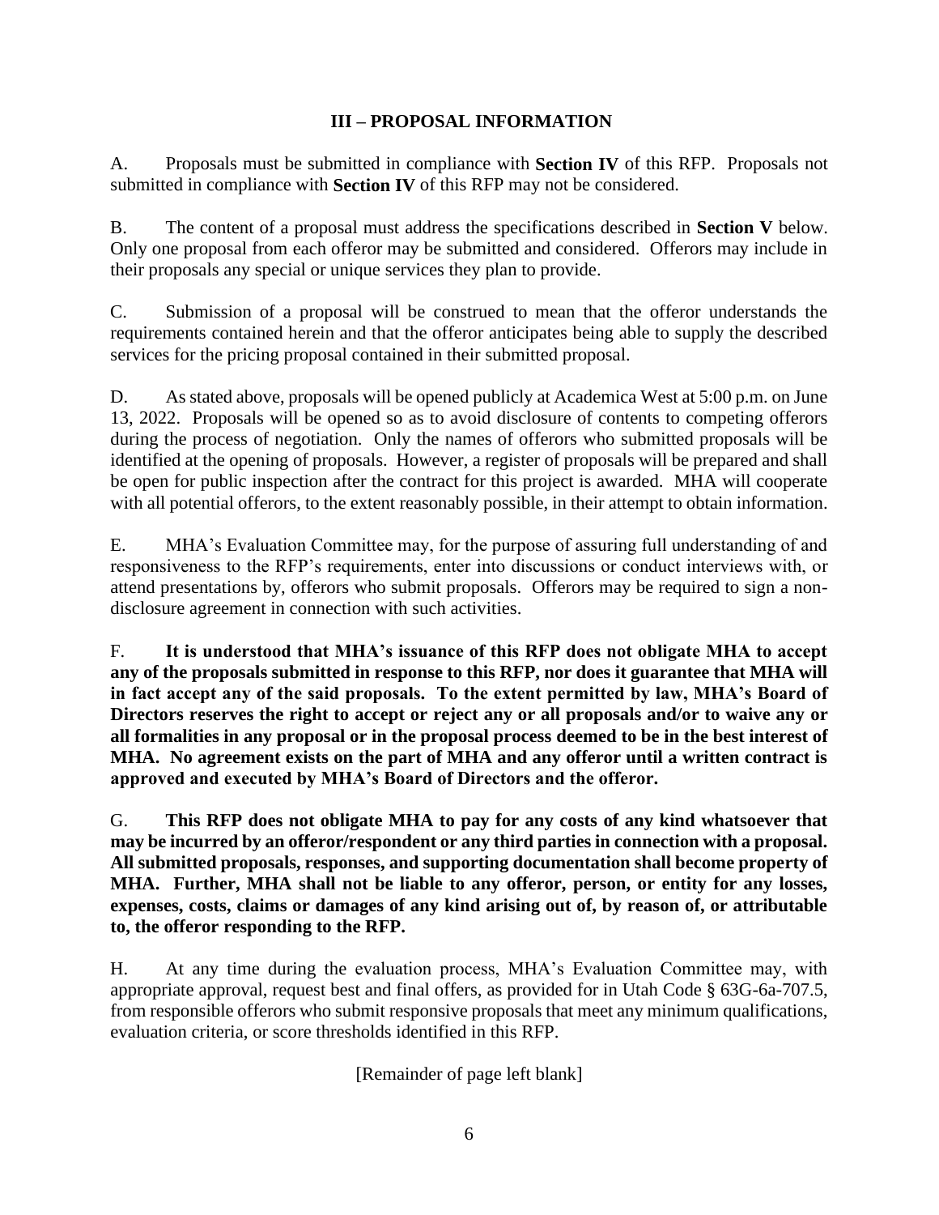## III – PROPOSAL INFORMATION

A. Proposals must be submitted in compliance with **Section IV** of this RFP. Proposals not submitted in compliance with **Section IV** of this RFP may not be considered.

B. The content of a proposal must address the specifications described in **Section V** below. Only one proposal from each offeror may be submitted and considered. Offerors may include in their proposals any special or unique services they plan to provide.

C. Submission of a proposal will be construed to mean that the offeror understands the requirements contained herein and that the offeror anticipates being able to supply the described services for the pricing proposal contained in their submitted proposal.

D. As stated above, proposals will be opened publicly at Academica West at 5:00 p.m. on June 13, 2022. Proposals will be opened so as to avoid disclosure of contents to competing offerors during the process of negotiation. Only the names of offerors who submitted proposals will be identified at the opening of proposals. However, a register of proposals will be prepared and shall be open for public inspection after the contract for this project is awarded. MHA will cooperate with all potential offerors, to the extent reasonably possible, in their attempt to obtain information.

E. MHA's Evaluation Committee may, for the purpose of assuring full understanding of and responsiveness to the RFP's requirements, enter into discussions or conduct interviews with, or attend presentations by, offerors who submit proposals. Offerors may be required to sign a non-disclosure agreement in connection with such activities.

F. **It is understood that MHA's issuance of this RFP does not obligate MHA to accept any of the proposals submitted in response to this RFP, nor does it guarantee that MHA will in fact accept any of the said proposals. To the extent permitted by law, MHA's Board of Directors reserves the right to accept or reject any or all proposals and/or to waive any or all formalities in any proposal or in the proposal process deemed to be in the best interest of MHA. No agreement exists on the part of MHA and any offeror until a written contract is approved and executed by MHA's Board of Directors and the offeror.**

G. **This RFP does not obligate MHA to pay for any costs of any kind whatsoever that may be incurred by an offeror/respondent or any third parties in connection with a proposal. All submitted proposals, responses, and supporting documentation shall become property of MHA. Further, MHA shall not be liable to any offeror, person, or entity for any losses, expenses, costs, claims or damages of any kind arising out of, by reason of, or attributable to, the offeror responding to the RFP.**

H. At any time during the evaluation process, MHA's Evaluation Committee may, with appropriate approval, request best and final offers, as provided for in Utah Code § 63G-6a-707.5, from responsible offerors who submit responsive proposals that meet any minimum qualifications, evaluation criteria, or score thresholds identified in this RFP.

[Remainder of page left blank]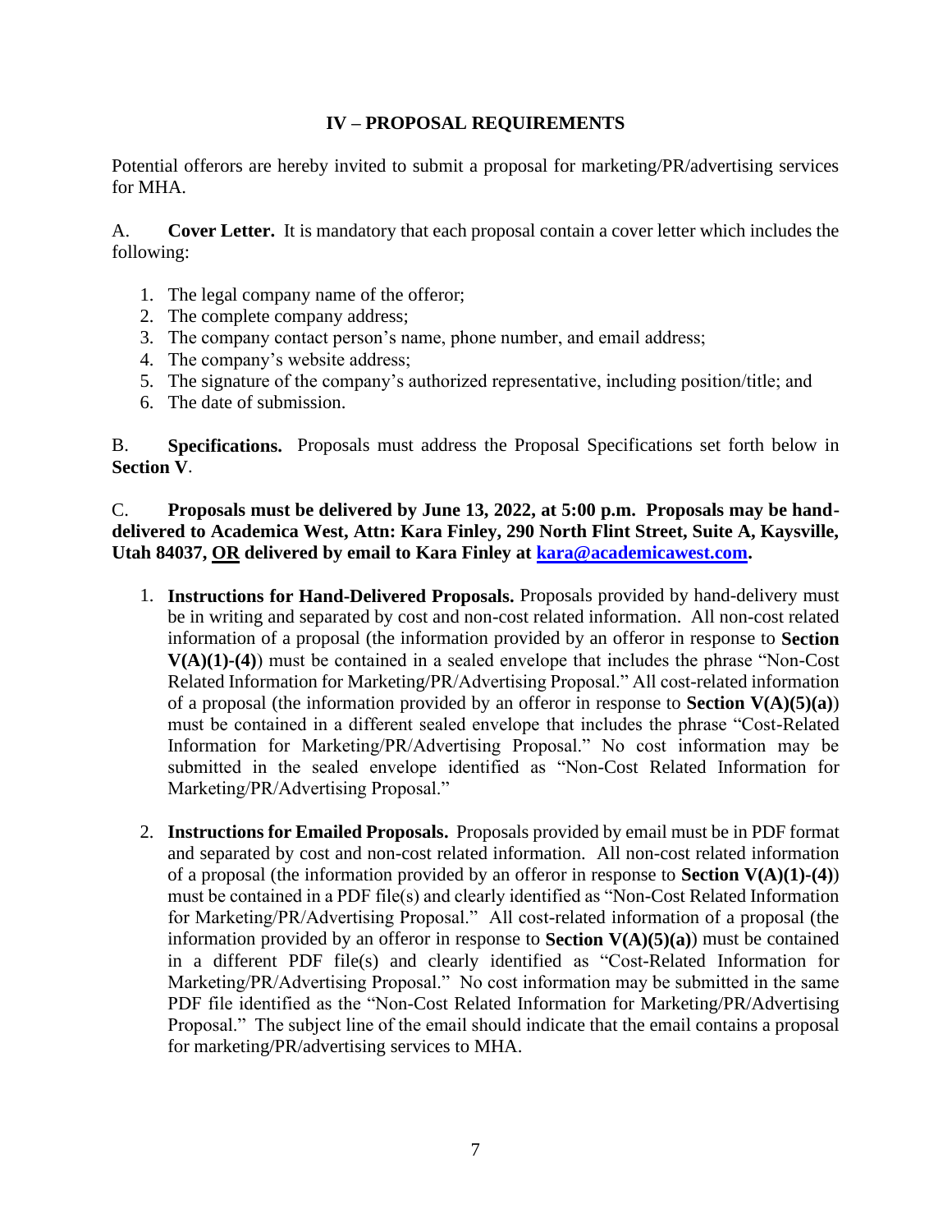## IV – PROPOSAL REQUIREMENTS

Potential offerors are hereby invited to submit a proposal for marketing/PR/advertising services for MHA.

A. **Cover Letter.** It is mandatory that each proposal contain a cover letter which includes the following:

1. The legal company name of the offeror;
2. The complete company address;
3. The company contact person's name, phone number, and email address;
4. The company's website address;
5. The signature of the company's authorized representative, including position/title; and
6. The date of submission.

B. **Specifications.** Proposals must address the Proposal Specifications set forth below in **Section V**.

C. **Proposals must be delivered by June 13, 2022, at 5:00 p.m. Proposals may be hand-delivered to Academica West, Attn: Kara Finley, 290 North Flint Street, Suite A, Kaysville, Utah 84037, <u>OR</u> delivered by email to Kara Finley at [kara@academicawest.com](mailto:kara@academicawest.com).**

1. **Instructions for Hand-Delivered Proposals.** Proposals provided by hand-delivery must be in writing and separated by cost and non-cost related information. All non-cost related information of a proposal (the information provided by an offeror in response to **Section V(A)(1)-(4)**) must be contained in a sealed envelope that includes the phrase "Non-Cost Related Information for Marketing/PR/Advertising Proposal." All cost-related information of a proposal (the information provided by an offeror in response to **Section V(A)(5)(a)**) must be contained in a different sealed envelope that includes the phrase "Cost-Related Information for Marketing/PR/Advertising Proposal." No cost information may be submitted in the sealed envelope identified as "Non-Cost Related Information for Marketing/PR/Advertising Proposal."

2. **Instructions for Emailed Proposals.** Proposals provided by email must be in PDF format and separated by cost and non-cost related information. All non-cost related information of a proposal (the information provided by an offeror in response to **Section V(A)(1)-(4)**) must be contained in a PDF file(s) and clearly identified as "Non-Cost Related Information for Marketing/PR/Advertising Proposal." All cost-related information of a proposal (the information provided by an offeror in response to **Section V(A)(5)(a)**) must be contained in a different PDF file(s) and clearly identified as "Cost-Related Information for Marketing/PR/Advertising Proposal." No cost information may be submitted in the same PDF file identified as the "Non-Cost Related Information for Marketing/PR/Advertising Proposal." The subject line of the email should indicate that the email contains a proposal for marketing/PR/advertising services to MHA.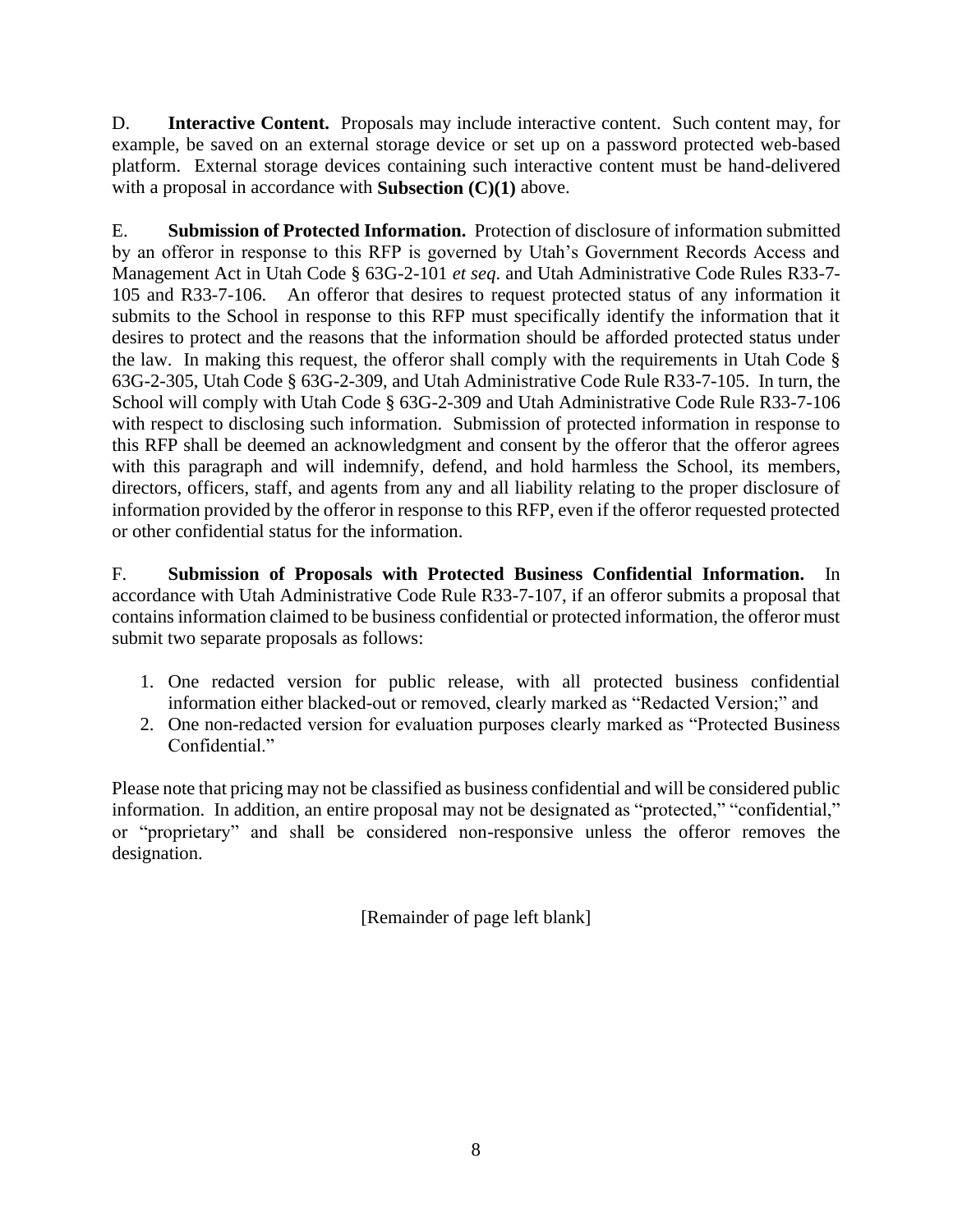D. **Interactive Content.** Proposals may include interactive content. Such content may, for example, be saved on an external storage device or set up on a password protected web-based platform. External storage devices containing such interactive content must be hand-delivered with a proposal in accordance with **Subsection (C)(1)** above.

E. **Submission of Protected Information.** Protection of disclosure of information submitted by an offeror in response to this RFP is governed by Utah's Government Records Access and Management Act in Utah Code § 63G-2-101 *et seq*. and Utah Administrative Code Rules R33-7-105 and R33-7-106. An offeror that desires to request protected status of any information it submits to the School in response to this RFP must specifically identify the information that it desires to protect and the reasons that the information should be afforded protected status under the law. In making this request, the offeror shall comply with the requirements in Utah Code § 63G-2-305, Utah Code § 63G-2-309, and Utah Administrative Code Rule R33-7-105. In turn, the School will comply with Utah Code § 63G-2-309 and Utah Administrative Code Rule R33-7-106 with respect to disclosing such information. Submission of protected information in response to this RFP shall be deemed an acknowledgment and consent by the offeror that the offeror agrees with this paragraph and will indemnify, defend, and hold harmless the School, its members, directors, officers, staff, and agents from any and all liability relating to the proper disclosure of information provided by the offeror in response to this RFP, even if the offeror requested protected or other confidential status for the information.

F. **Submission of Proposals with Protected Business Confidential Information.** In accordance with Utah Administrative Code Rule R33-7-107, if an offeror submits a proposal that contains information claimed to be business confidential or protected information, the offeror must submit two separate proposals as follows:

1. One redacted version for public release, with all protected business confidential information either blacked-out or removed, clearly marked as "Redacted Version;" and
2. One non-redacted version for evaluation purposes clearly marked as "Protected Business Confidential."

Please note that pricing may not be classified as business confidential and will be considered public information. In addition, an entire proposal may not be designated as "protected," "confidential," or "proprietary" and shall be considered non-responsive unless the offeror removes the designation.

[Remainder of page left blank]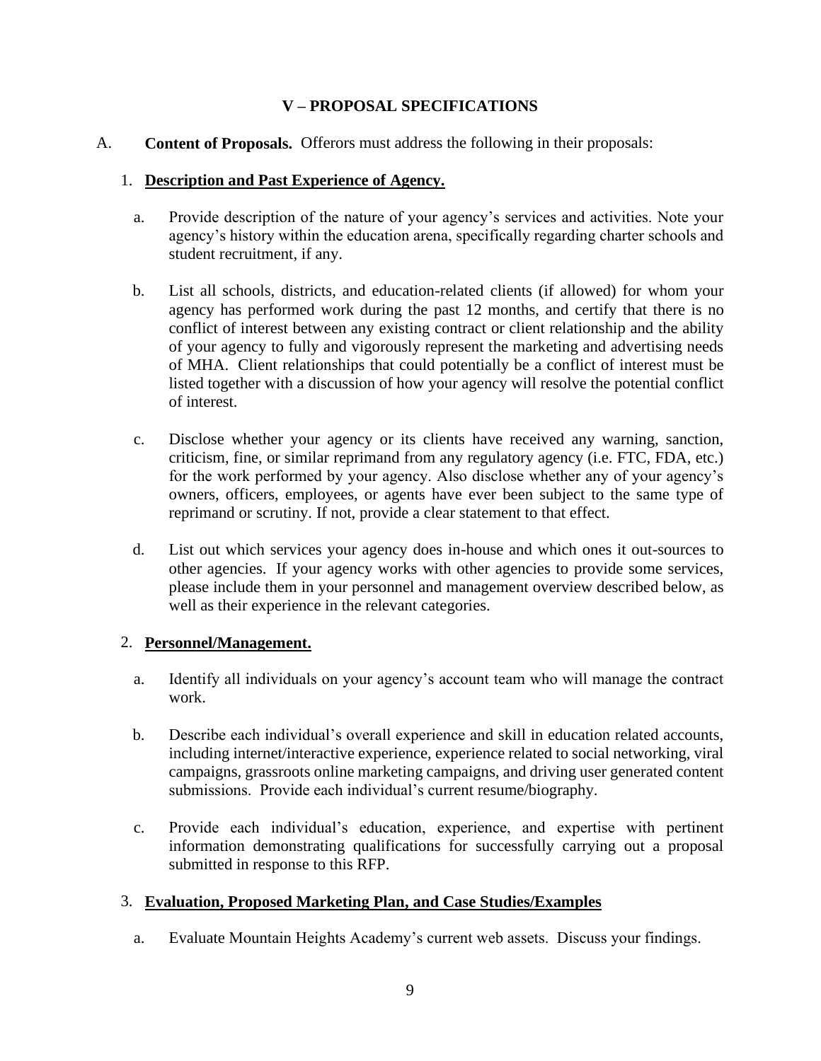## V – PROPOSAL SPECIFICATIONS

A. **Content of Proposals.** Offerors must address the following in their proposals:

1. **<u>Description and Past Experience of Agency.</u>**

   a. Provide description of the nature of your agency's services and activities. Note your agency's history within the education arena, specifically regarding charter schools and student recruitment, if any.

   b. List all schools, districts, and education-related clients (if allowed) for whom your agency has performed work during the past 12 months, and certify that there is no conflict of interest between any existing contract or client relationship and the ability of your agency to fully and vigorously represent the marketing and advertising needs of MHA. Client relationships that could potentially be a conflict of interest must be listed together with a discussion of how your agency will resolve the potential conflict of interest.

   c. Disclose whether your agency or its clients have received any warning, sanction, criticism, fine, or similar reprimand from any regulatory agency (i.e. FTC, FDA, etc.) for the work performed by your agency. Also disclose whether any of your agency's owners, officers, employees, or agents have ever been subject to the same type of reprimand or scrutiny. If not, provide a clear statement to that effect.

   d. List out which services your agency does in-house and which ones it out-sources to other agencies. If your agency works with other agencies to provide some services, please include them in your personnel and management overview described below, as well as their experience in the relevant categories.

2. **<u>Personnel/Management.</u>**

   a. Identify all individuals on your agency's account team who will manage the contract work.

   b. Describe each individual's overall experience and skill in education related accounts, including internet/interactive experience, experience related to social networking, viral campaigns, grassroots online marketing campaigns, and driving user generated content submissions. Provide each individual's current resume/biography.

   c. Provide each individual's education, experience, and expertise with pertinent information demonstrating qualifications for successfully carrying out a proposal submitted in response to this RFP.

3. **<u>Evaluation, Proposed Marketing Plan, and Case Studies/Examples</u>**

   a. Evaluate Mountain Heights Academy's current web assets. Discuss your findings.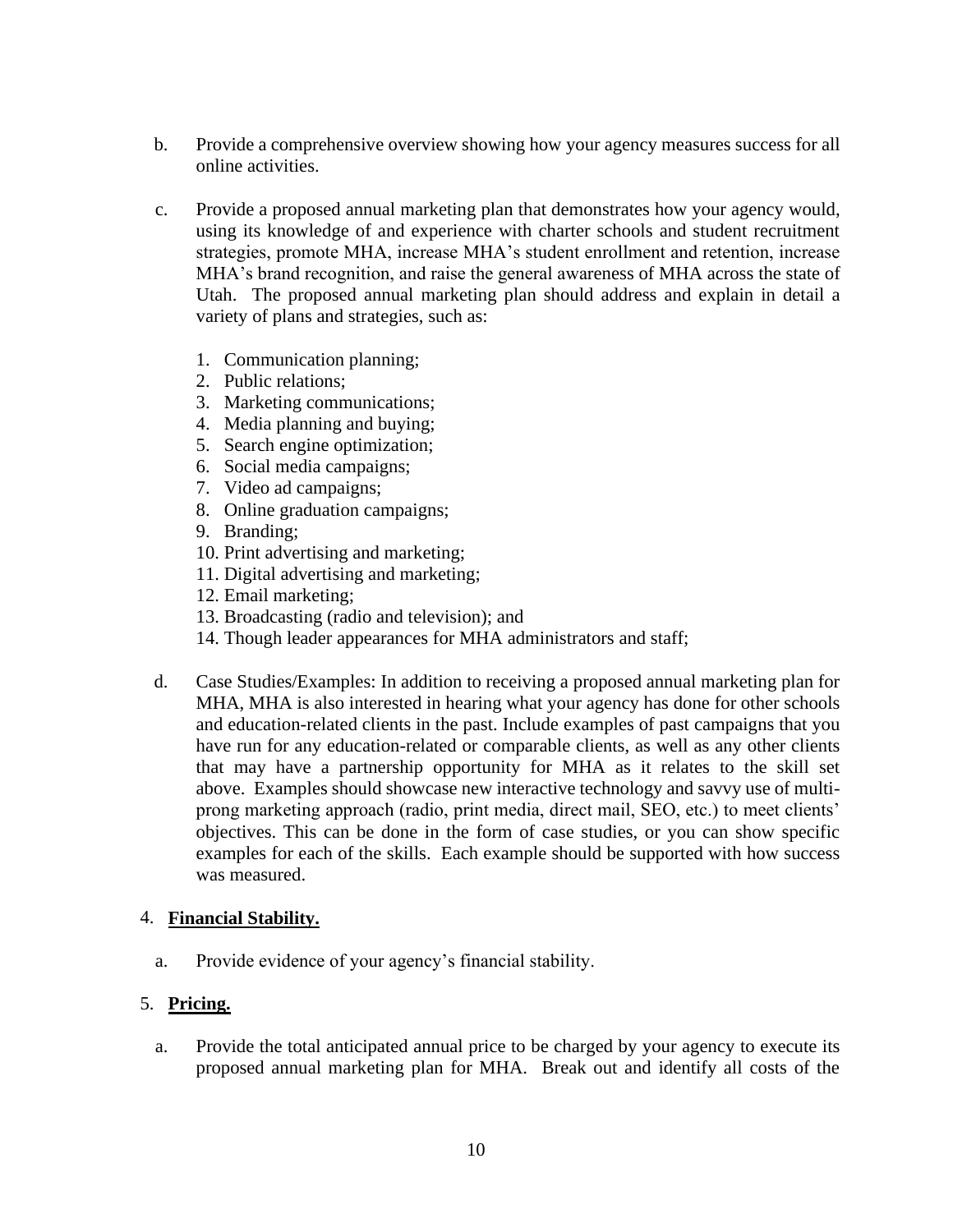b. Provide a comprehensive overview showing how your agency measures success for all online activities.

c. Provide a proposed annual marketing plan that demonstrates how your agency would, using its knowledge of and experience with charter schools and student recruitment strategies, promote MHA, increase MHA's student enrollment and retention, increase MHA's brand recognition, and raise the general awareness of MHA across the state of Utah. The proposed annual marketing plan should address and explain in detail a variety of plans and strategies, such as:

   1. Communication planning;
   2. Public relations;
   3. Marketing communications;
   4. Media planning and buying;
   5. Search engine optimization;
   6. Social media campaigns;
   7. Video ad campaigns;
   8. Online graduation campaigns;
   9. Branding;
   10. Print advertising and marketing;
   11. Digital advertising and marketing;
   12. Email marketing;
   13. Broadcasting (radio and television); and
   14. Though leader appearances for MHA administrators and staff;

d. Case Studies/Examples: In addition to receiving a proposed annual marketing plan for MHA, MHA is also interested in hearing what your agency has done for other schools and education-related clients in the past. Include examples of past campaigns that you have run for any education-related or comparable clients, as well as any other clients that may have a partnership opportunity for MHA as it relates to the skill set above. Examples should showcase new interactive technology and savvy use of multi-prong marketing approach (radio, print media, direct mail, SEO, etc.) to meet clients' objectives. This can be done in the form of case studies, or you can show specific examples for each of the skills. Each example should be supported with how success was measured.

4. **Financial Stability.**

   a. Provide evidence of your agency's financial stability.

5. **Pricing.**

   a. Provide the total anticipated annual price to be charged by your agency to execute its proposed annual marketing plan for MHA. Break out and identify all costs of the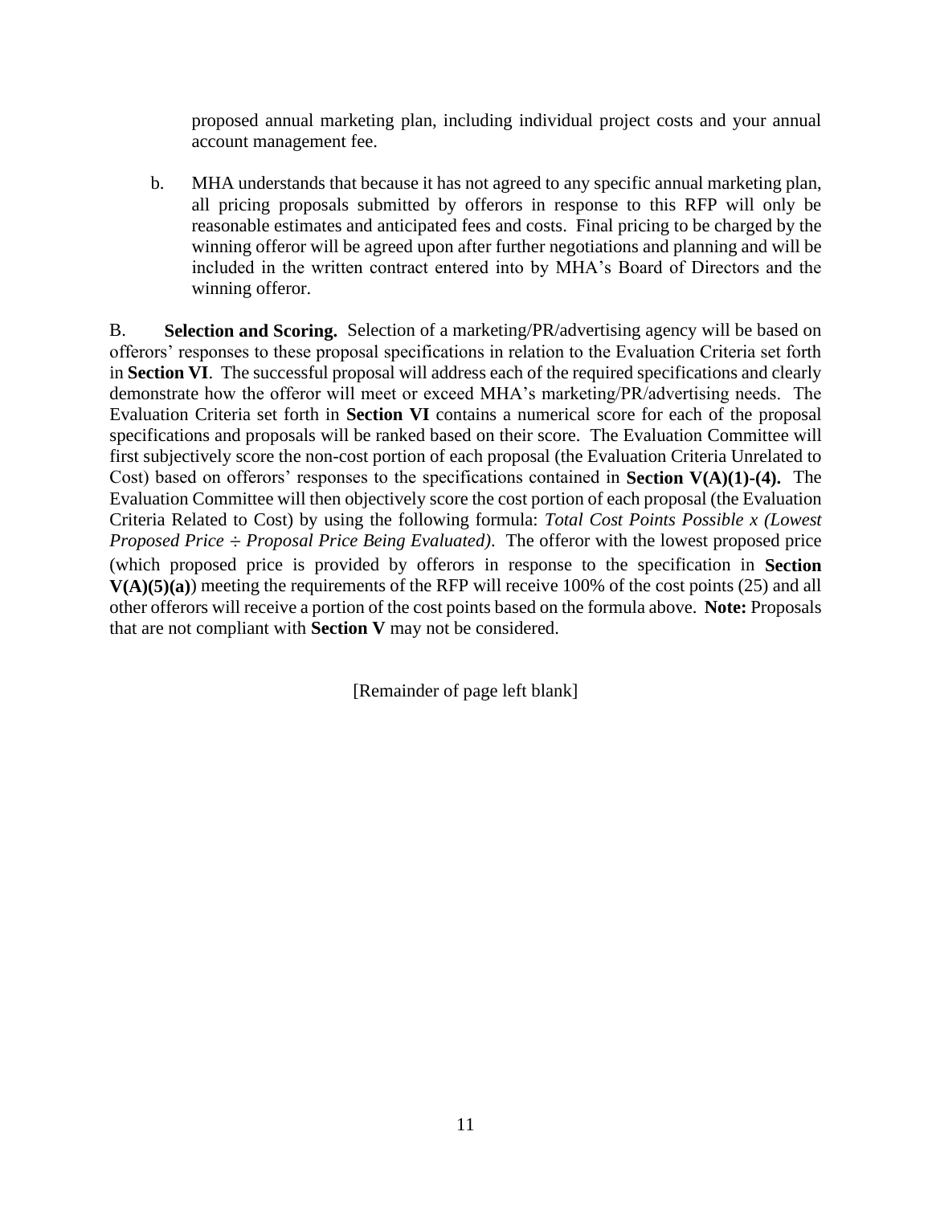proposed annual marketing plan, including individual project costs and your annual account management fee.

b. MHA understands that because it has not agreed to any specific annual marketing plan, all pricing proposals submitted by offerors in response to this RFP will only be reasonable estimates and anticipated fees and costs. Final pricing to be charged by the winning offeror will be agreed upon after further negotiations and planning and will be included in the written contract entered into by MHA's Board of Directors and the winning offeror.

B. **Selection and Scoring.** Selection of a marketing/PR/advertising agency will be based on offerors' responses to these proposal specifications in relation to the Evaluation Criteria set forth in **Section VI**. The successful proposal will address each of the required specifications and clearly demonstrate how the offeror will meet or exceed MHA's marketing/PR/advertising needs. The Evaluation Criteria set forth in **Section VI** contains a numerical score for each of the proposal specifications and proposals will be ranked based on their score. The Evaluation Committee will first subjectively score the non-cost portion of each proposal (the Evaluation Criteria Unrelated to Cost) based on offerors' responses to the specifications contained in **Section V(A)(1)-(4).** The Evaluation Committee will then objectively score the cost portion of each proposal (the Evaluation Criteria Related to Cost) by using the following formula: *Total Cost Points Possible x (Lowest Proposed Price ÷ Proposal Price Being Evaluated)*. The offeror with the lowest proposed price (which proposed price is provided by offerors in response to the specification in **Section V(A)(5)(a)**) meeting the requirements of the RFP will receive 100% of the cost points (25) and all other offerors will receive a portion of the cost points based on the formula above. **Note:** Proposals that are not compliant with **Section V** may not be considered.

[Remainder of page left blank]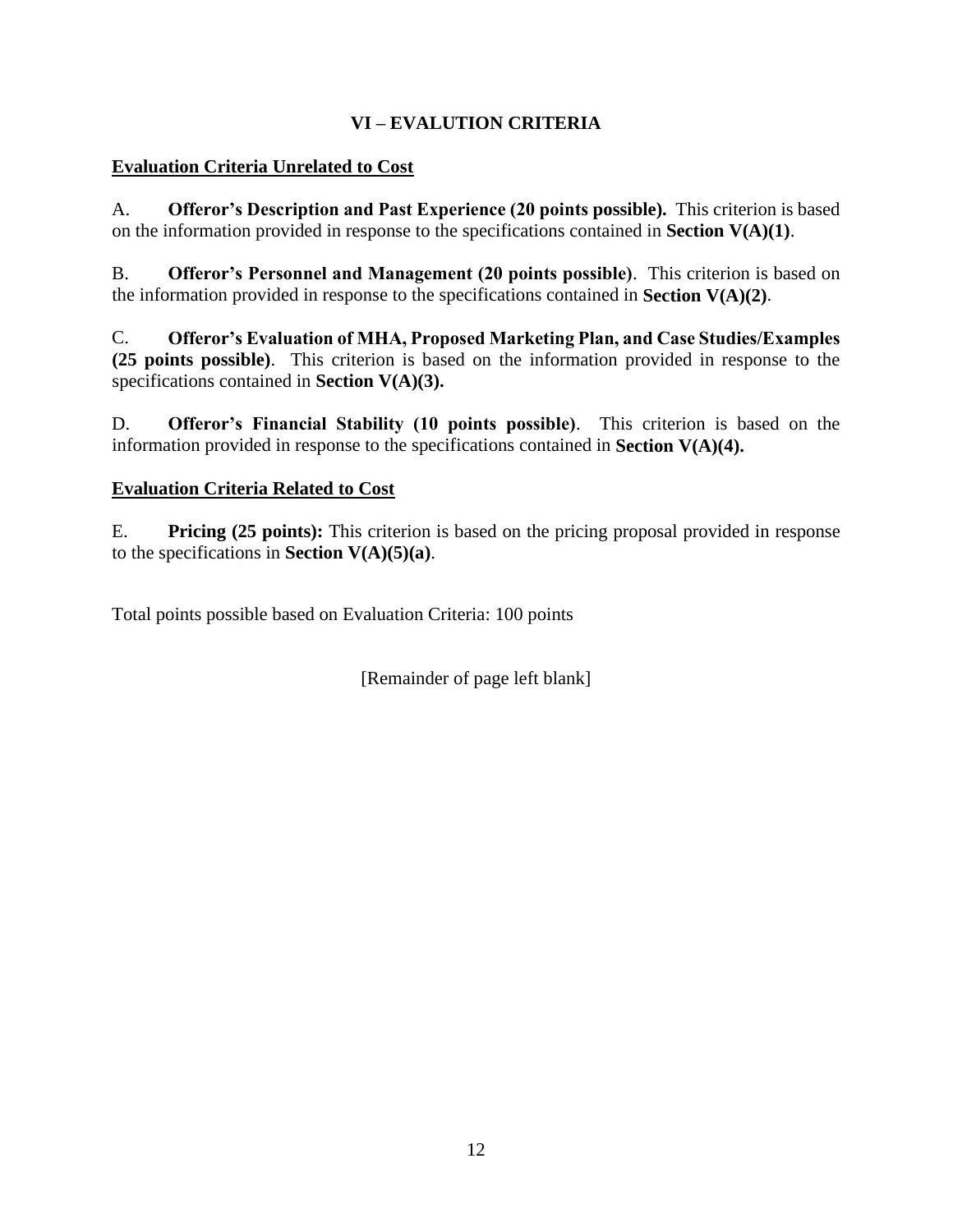## VI – EVALUTION CRITERIA

**Evaluation Criteria Unrelated to Cost**

A. **Offeror's Description and Past Experience (20 points possible).** This criterion is based on the information provided in response to the specifications contained in **Section V(A)(1)**.

B. **Offeror's Personnel and Management (20 points possible)**. This criterion is based on the information provided in response to the specifications contained in **Section V(A)(2)**.

C. **Offeror's Evaluation of MHA, Proposed Marketing Plan, and Case Studies/Examples (25 points possible)**. This criterion is based on the information provided in response to the specifications contained in **Section V(A)(3).**

D. **Offeror's Financial Stability (10 points possible)**. This criterion is based on the information provided in response to the specifications contained in **Section V(A)(4).**

**Evaluation Criteria Related to Cost**

E. **Pricing (25 points):** This criterion is based on the pricing proposal provided in response to the specifications in **Section V(A)(5)(a)**.

Total points possible based on Evaluation Criteria: 100 points

[Remainder of page left blank]